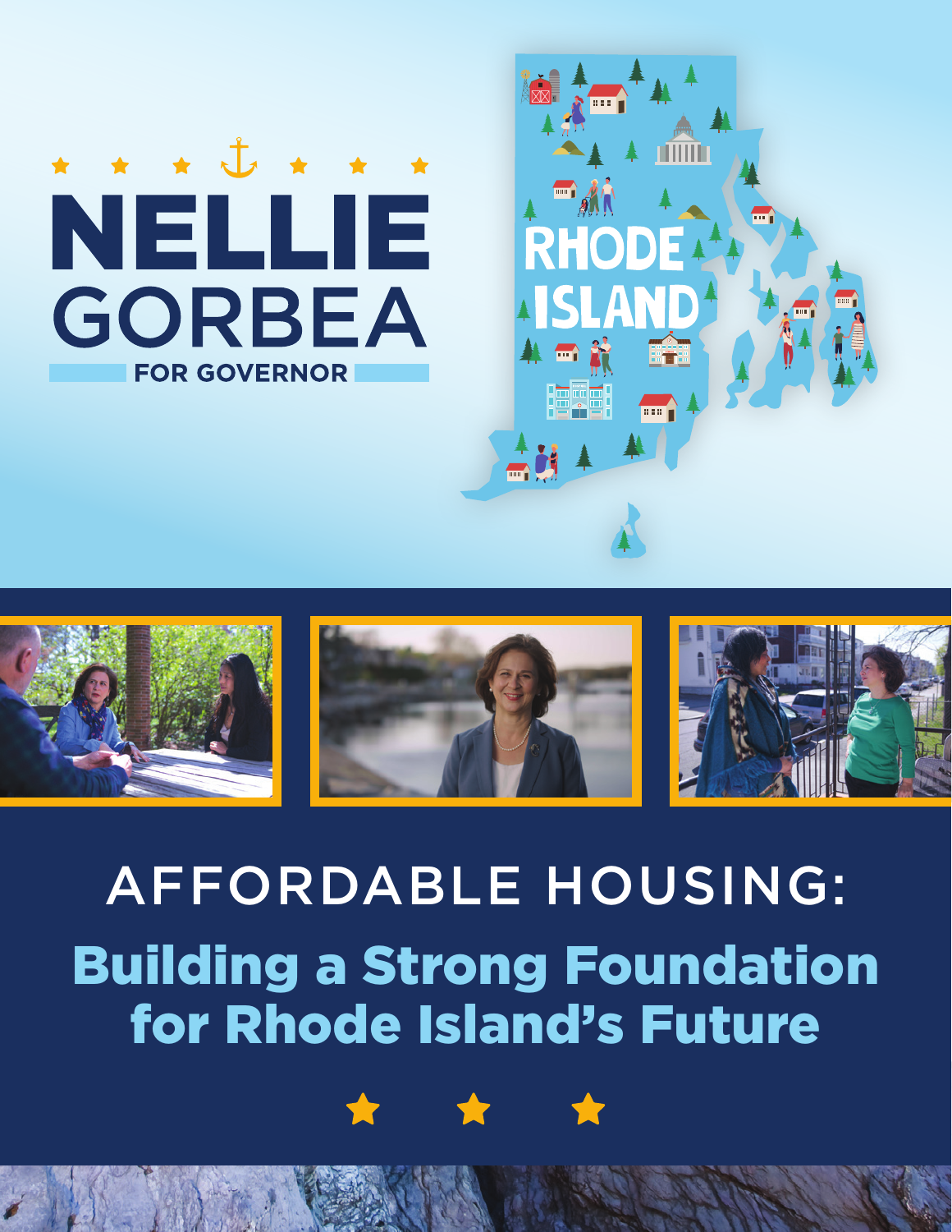# NELLIE GORBEA

FOR GOVERNOR

RHODE ISLAND

## AFFORDABLE HOUSING:

## Building a Strong Foundation for Rhode Island's Future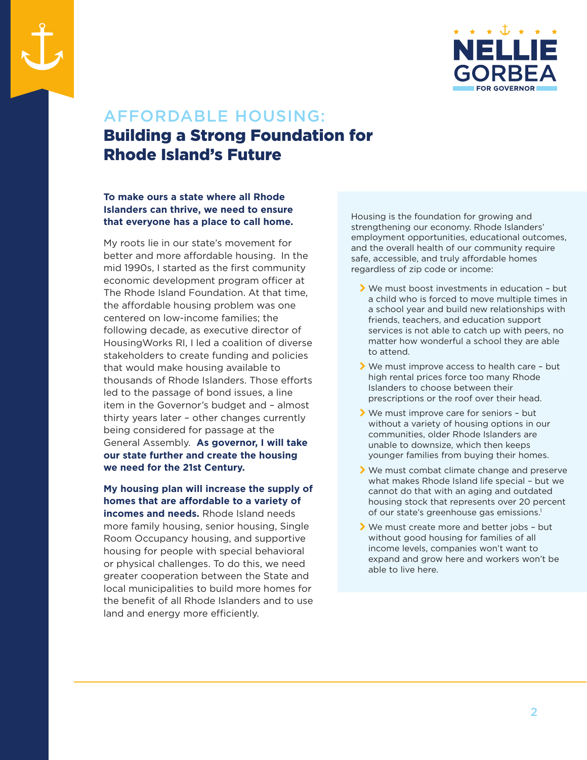NELLIE GORBEA FOR GOVERNOR

# AFFORDABLE HOUSING: Building a Strong Foundation for Rhode Island's Future

**To make ours a state where all Rhode Islanders can thrive, we need to ensure that everyone has a place to call home.**

My roots lie in our state's movement for better and more affordable housing. In the mid 1990s, I started as the first community economic development program officer at The Rhode Island Foundation. At that time, the affordable housing problem was one centered on low-income families; the following decade, as executive director of HousingWorks RI, I led a coalition of diverse stakeholders to create funding and policies that would make housing available to thousands of Rhode Islanders. Those efforts led to the passage of bond issues, a line item in the Governor's budget and – almost thirty years later – other changes currently being considered for passage at the General Assembly. **As governor, I will take our state further and create the housing we need for the 21st Century.**

**My housing plan will increase the supply of homes that are affordable to a variety of incomes and needs.** Rhode Island needs more family housing, senior housing, Single Room Occupancy housing, and supportive housing for people with special behavioral or physical challenges. To do this, we need greater cooperation between the State and local municipalities to build more homes for the benefit of all Rhode Islanders and to use land and energy more efficiently.

Housing is the foundation for growing and strengthening our economy. Rhode Islanders' employment opportunities, educational outcomes, and the overall health of our community require safe, accessible, and truly affordable homes regardless of zip code or income:

- We must boost investments in education – but a child who is forced to move multiple times in a school year and build new relationships with friends, teachers, and education support services is not able to catch up with peers, no matter how wonderful a school they are able to attend.
- We must improve access to health care – but high rental prices force too many Rhode Islanders to choose between their prescriptions or the roof over their head.
- We must improve care for seniors – but without a variety of housing options in our communities, older Rhode Islanders are unable to downsize, which then keeps younger families from buying their homes.
- We must combat climate change and preserve what makes Rhode Island life special – but we cannot do that with an aging and outdated housing stock that represents over 20 percent of our state's greenhouse gas emissions.[1]
- We must create more and better jobs – but without good housing for families of all income levels, companies won't want to expand and grow here and workers won't be able to live here.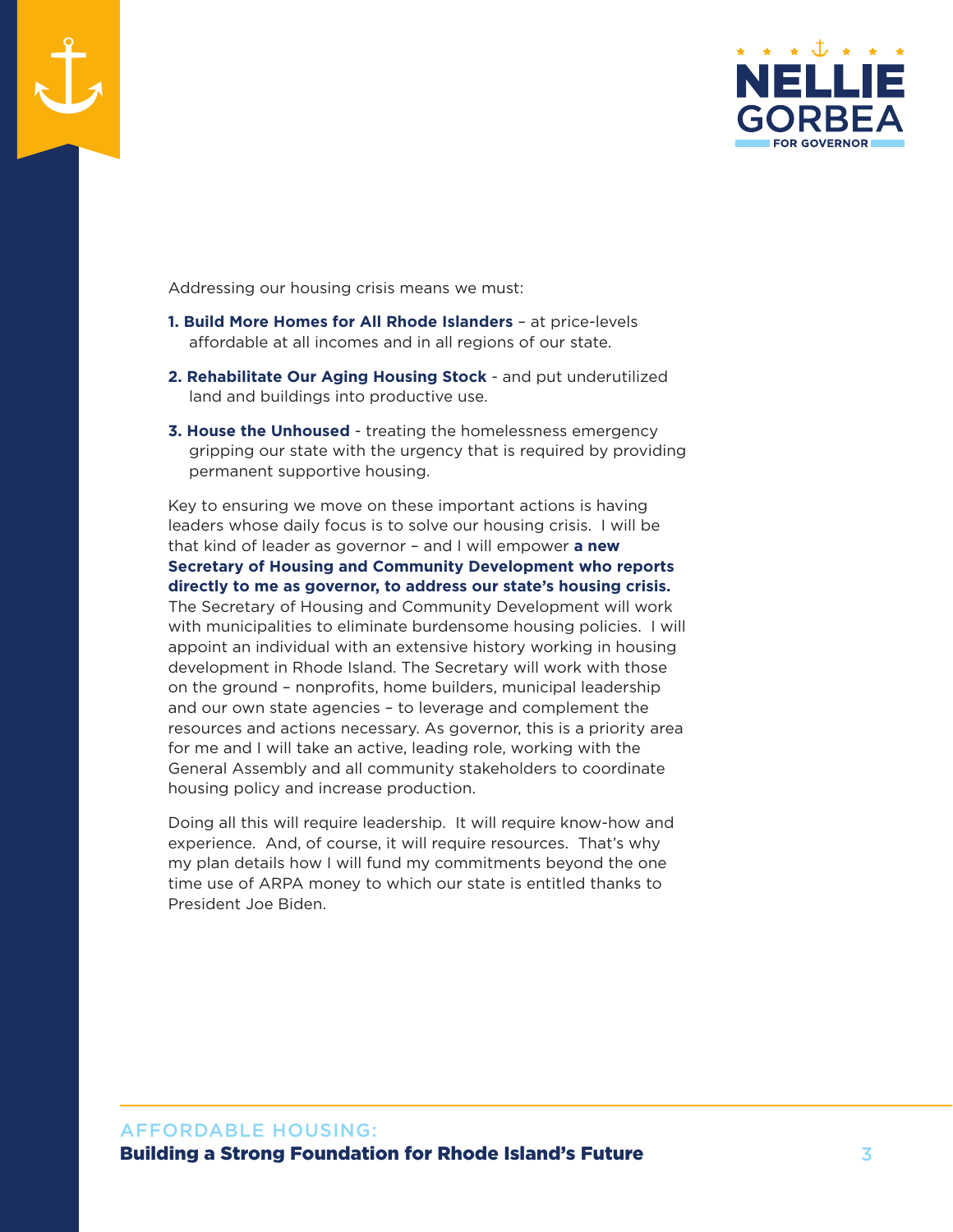Addressing our housing crisis means we must:

1. **Build More Homes for All Rhode Islanders** – at price-levels affordable at all incomes and in all regions of our state.
2. **Rehabilitate Our Aging Housing Stock** - and put underutilized land and buildings into productive use.
3. **House the Unhoused** - treating the homelessness emergency gripping our state with the urgency that is required by providing permanent supportive housing.

Key to ensuring we move on these important actions is having leaders whose daily focus is to solve our housing crisis. I will be that kind of leader as governor – and I will empower **a new Secretary of Housing and Community Development who reports directly to me as governor, to address our state's housing crisis.** The Secretary of Housing and Community Development will work with municipalities to eliminate burdensome housing policies. I will appoint an individual with an extensive history working in housing development in Rhode Island. The Secretary will work with those on the ground – nonprofits, home builders, municipal leadership and our own state agencies – to leverage and complement the resources and actions necessary. As governor, this is a priority area for me and I will take an active, leading role, working with the General Assembly and all community stakeholders to coordinate housing policy and increase production.

Doing all this will require leadership. It will require know-how and experience. And, of course, it will require resources. That's why my plan details how I will fund my commitments beyond the one time use of ARPA money to which our state is entitled thanks to President Joe Biden.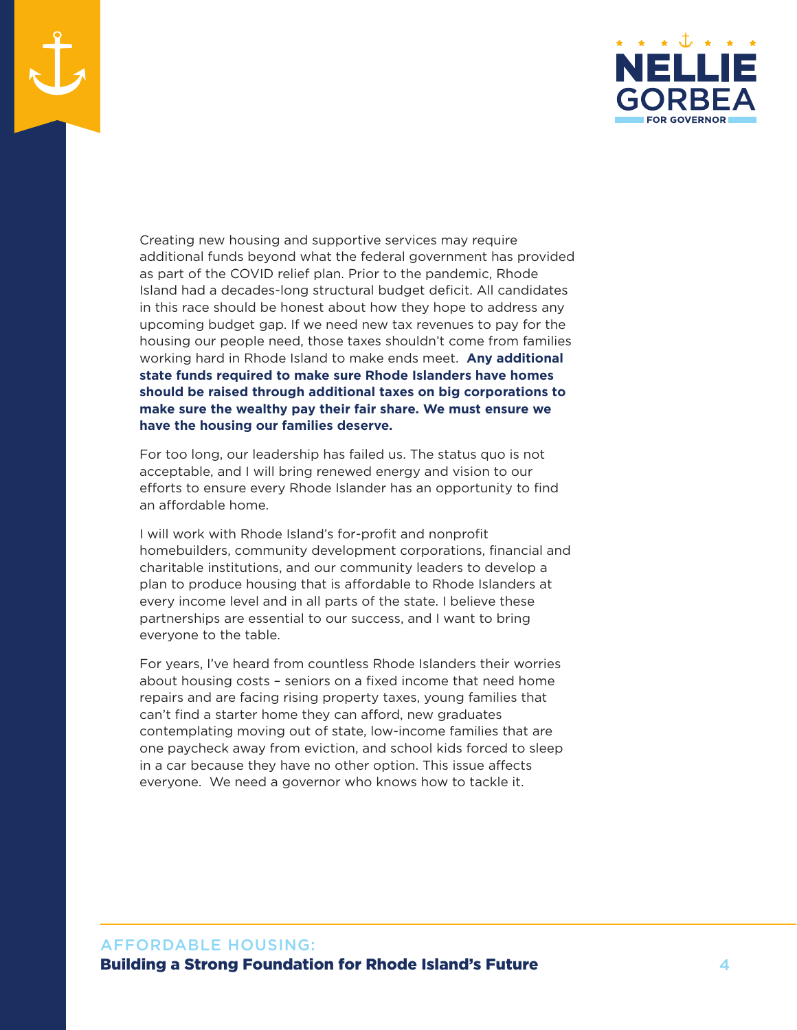Creating new housing and supportive services may require additional funds beyond what the federal government has provided as part of the COVID relief plan. Prior to the pandemic, Rhode Island had a decades-long structural budget deficit. All candidates in this race should be honest about how they hope to address any upcoming budget gap. If we need new tax revenues to pay for the housing our people need, those taxes shouldn't come from families working hard in Rhode Island to make ends meet. **Any additional state funds required to make sure Rhode Islanders have homes should be raised through additional taxes on big corporations to make sure the wealthy pay their fair share. We must ensure we have the housing our families deserve.**

For too long, our leadership has failed us. The status quo is not acceptable, and I will bring renewed energy and vision to our efforts to ensure every Rhode Islander has an opportunity to find an affordable home.

I will work with Rhode Island's for-profit and nonprofit homebuilders, community development corporations, financial and charitable institutions, and our community leaders to develop a plan to produce housing that is affordable to Rhode Islanders at every income level and in all parts of the state. I believe these partnerships are essential to our success, and I want to bring everyone to the table.

For years, I've heard from countless Rhode Islanders their worries about housing costs – seniors on a fixed income that need home repairs and are facing rising property taxes, young families that can't find a starter home they can afford, new graduates contemplating moving out of state, low-income families that are one paycheck away from eviction, and school kids forced to sleep in a car because they have no other option. This issue affects everyone. We need a governor who knows how to tackle it.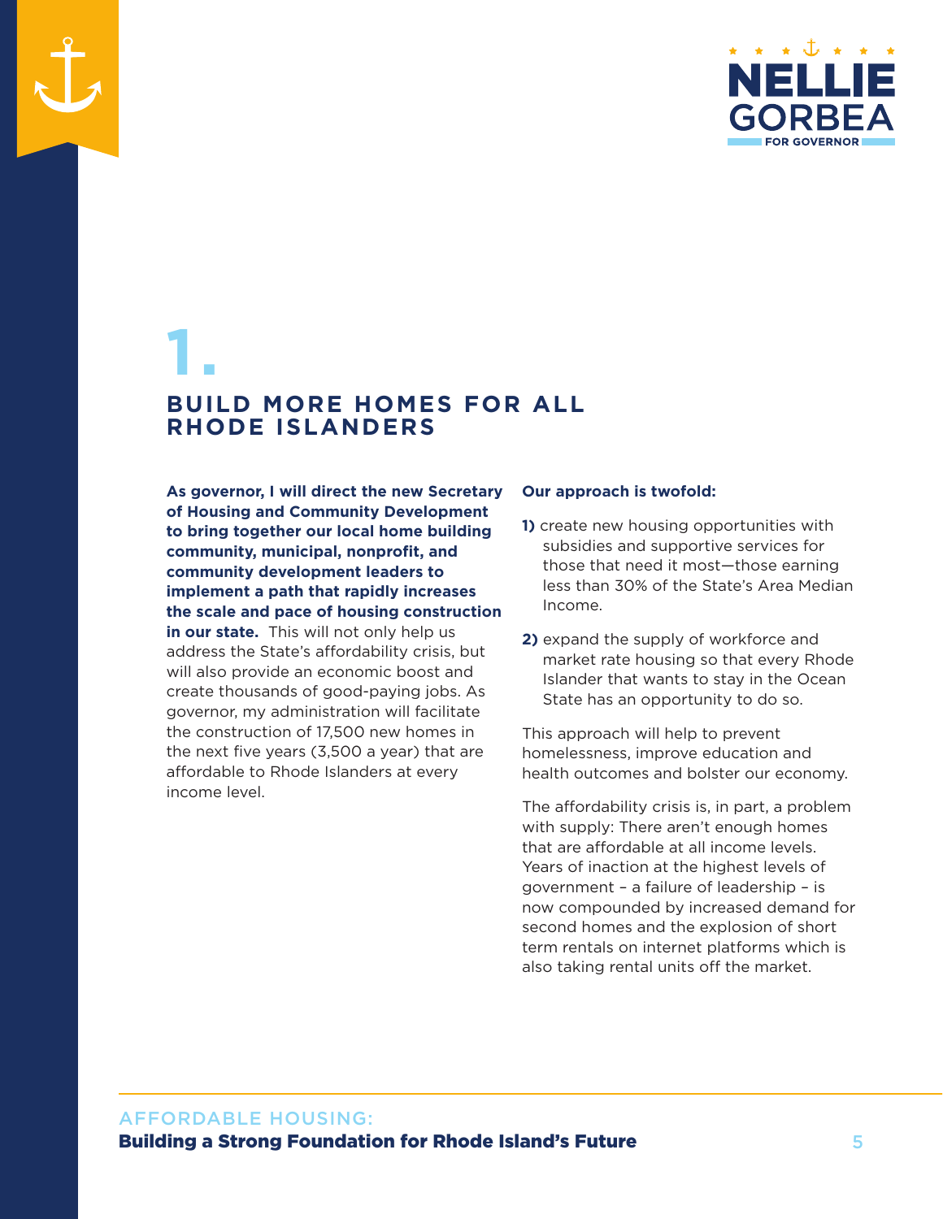# 1.

## BUILD MORE HOMES FOR ALL RHODE ISLANDERS

**As governor, I will direct the new Secretary of Housing and Community Development to bring together our local home building community, municipal, nonprofit, and community development leaders to implement a path that rapidly increases the scale and pace of housing construction in our state.** This will not only help us address the State's affordability crisis, but will also provide an economic boost and create thousands of good-paying jobs. As governor, my administration will facilitate the construction of 17,500 new homes in the next five years (3,500 a year) that are affordable to Rhode Islanders at every income level.

**Our approach is twofold:**

**1)** create new housing opportunities with subsidies and supportive services for those that need it most—those earning less than 30% of the State's Area Median Income.

**2)** expand the supply of workforce and market rate housing so that every Rhode Islander that wants to stay in the Ocean State has an opportunity to do so.

This approach will help to prevent homelessness, improve education and health outcomes and bolster our economy.

The affordability crisis is, in part, a problem with supply: There aren't enough homes that are affordable at all income levels. Years of inaction at the highest levels of government – a failure of leadership – is now compounded by increased demand for second homes and the explosion of short term rentals on internet platforms which is also taking rental units off the market.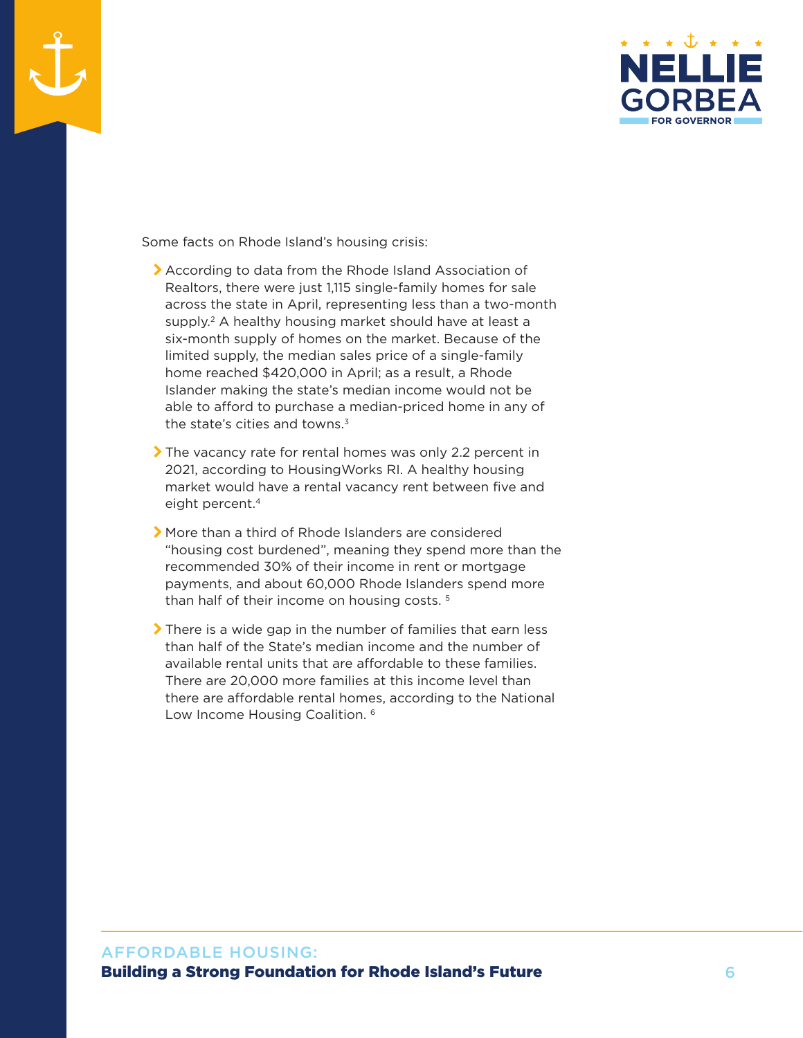Some facts on Rhode Island's housing crisis:

- According to data from the Rhode Island Association of Realtors, there were just 1,115 single-family homes for sale across the state in April, representing less than a two-month supply.[2] A healthy housing market should have at least a six-month supply of homes on the market. Because of the limited supply, the median sales price of a single-family home reached $420,000 in April; as a result, a Rhode Islander making the state's median income would not be able to afford to purchase a median-priced home in any of the state's cities and towns.[3]
- The vacancy rate for rental homes was only 2.2 percent in 2021, according to HousingWorks RI. A healthy housing market would have a rental vacancy rent between five and eight percent.[4]
- More than a third of Rhode Islanders are considered "housing cost burdened", meaning they spend more than the recommended 30% of their income in rent or mortgage payments, and about 60,000 Rhode Islanders spend more than half of their income on housing costs. [5]
- There is a wide gap in the number of families that earn less than half of the State's median income and the number of available rental units that are affordable to these families. There are 20,000 more families at this income level than there are affordable rental homes, according to the National Low Income Housing Coalition. [6]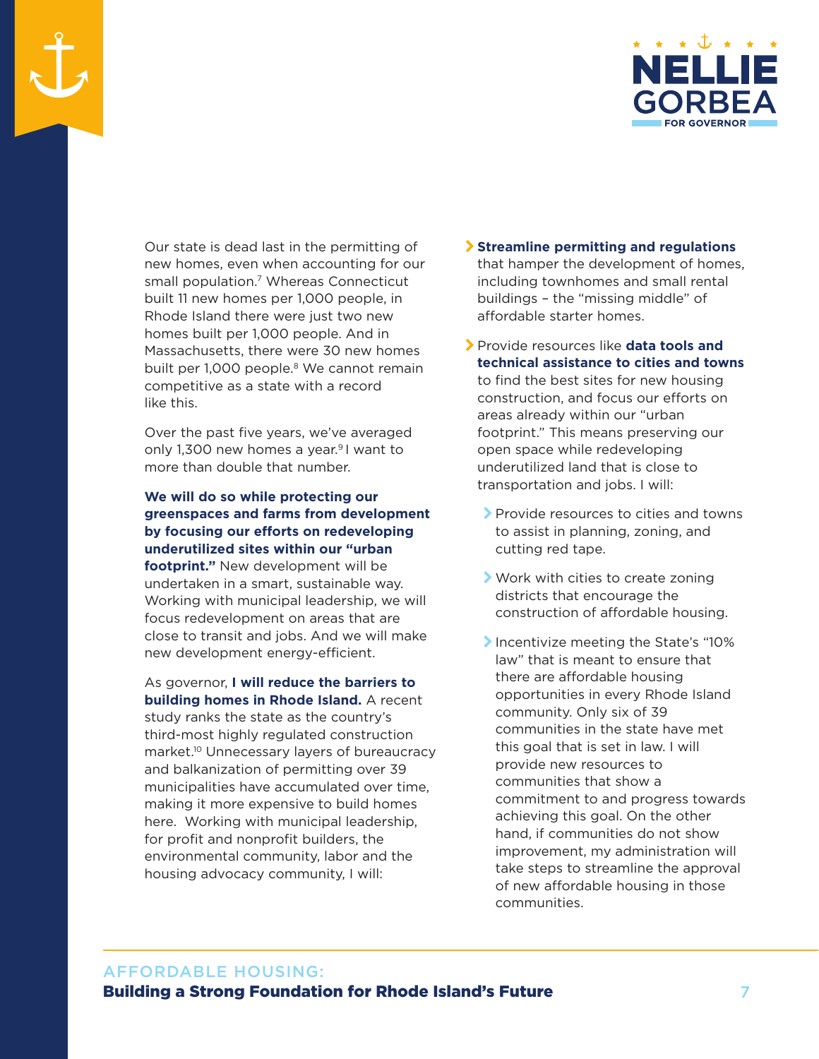Our state is dead last in the permitting of new homes, even when accounting for our small population.[7] Whereas Connecticut built 11 new homes per 1,000 people, in Rhode Island there were just two new homes built per 1,000 people. And in Massachusetts, there were 30 new homes built per 1,000 people.[8] We cannot remain competitive as a state with a record like this.

Over the past five years, we've averaged only 1,300 new homes a year.[9] I want to more than double that number.

**We will do so while protecting our greenspaces and farms from development by focusing our efforts on redeveloping underutilized sites within our "urban footprint."** New development will be undertaken in a smart, sustainable way. Working with municipal leadership, we will focus redevelopment on areas that are close to transit and jobs. And we will make new development energy-efficient.

As governor, **I will reduce the barriers to building homes in Rhode Island.** A recent study ranks the state as the country's third-most highly regulated construction market.[10] Unnecessary layers of bureaucracy and balkanization of permitting over 39 municipalities have accumulated over time, making it more expensive to build homes here. Working with municipal leadership, for profit and nonprofit builders, the environmental community, labor and the housing advocacy community, I will:

- **Streamline permitting and regulations** that hamper the development of homes, including townhomes and small rental buildings – the "missing middle" of affordable starter homes.
- Provide resources like **data tools and technical assistance to cities and towns** to find the best sites for new housing construction, and focus our efforts on areas already within our "urban footprint." This means preserving our open space while redeveloping underutilized land that is close to transportation and jobs. I will:
  - Provide resources to cities and towns to assist in planning, zoning, and cutting red tape.
  - Work with cities to create zoning districts that encourage the construction of affordable housing.
  - Incentivize meeting the State's "10% law" that is meant to ensure that there are affordable housing opportunities in every Rhode Island community. Only six of 39 communities in the state have met this goal that is set in law. I will provide new resources to communities that show a commitment to and progress towards achieving this goal. On the other hand, if communities do not show improvement, my administration will take steps to streamline the approval of new affordable housing in those communities.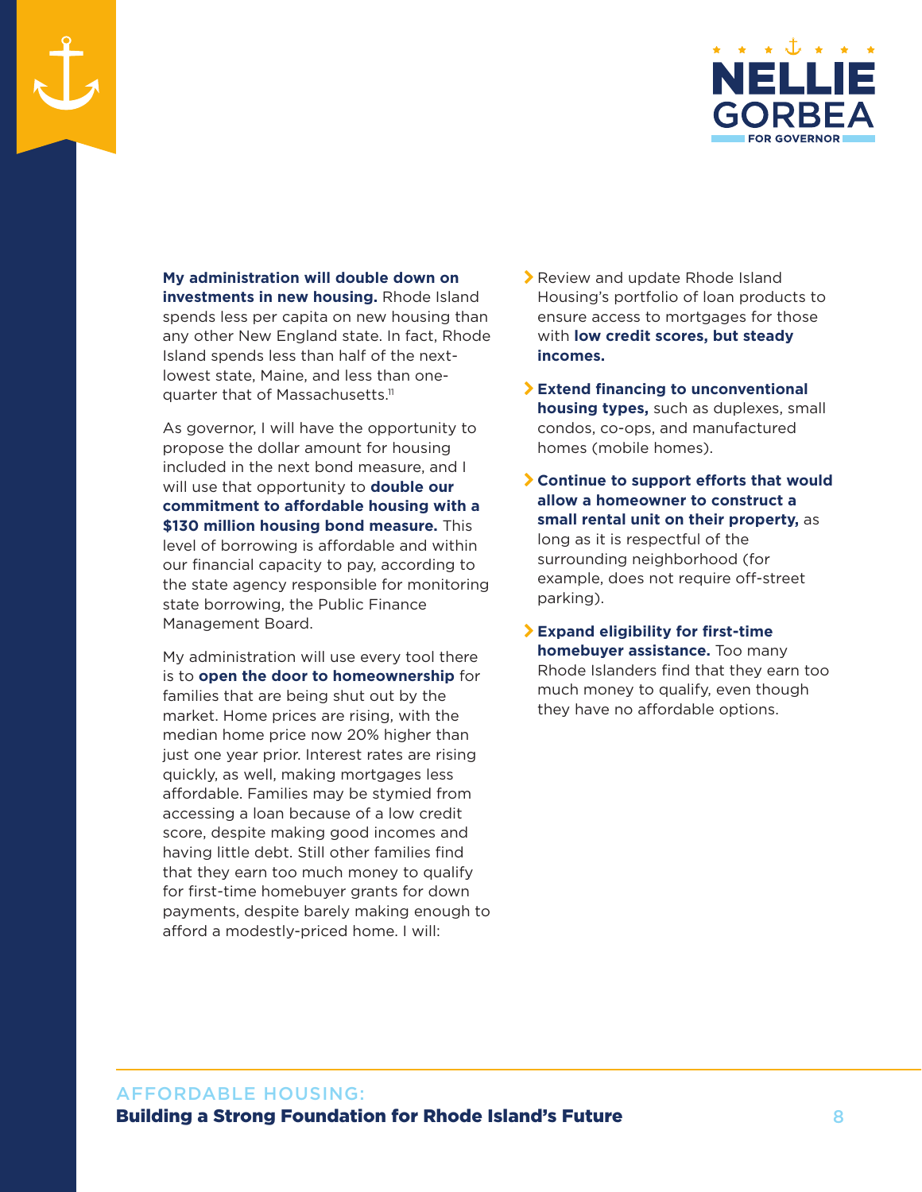**My administration will double down on investments in new housing.** Rhode Island spends less per capita on new housing than any other New England state. In fact, Rhode Island spends less than half of the next-lowest state, Maine, and less than one-quarter that of Massachusetts.[11]

As governor, I will have the opportunity to propose the dollar amount for housing included in the next bond measure, and I will use that opportunity to **double our commitment to affordable housing with a $130 million housing bond measure.** This level of borrowing is affordable and within our financial capacity to pay, according to the state agency responsible for monitoring state borrowing, the Public Finance Management Board.

My administration will use every tool there is to **open the door to homeownership** for families that are being shut out by the market. Home prices are rising, with the median home price now 20% higher than just one year prior. Interest rates are rising quickly, as well, making mortgages less affordable. Families may be stymied from accessing a loan because of a low credit score, despite making good incomes and having little debt. Still other families find that they earn too much money to qualify for first-time homebuyer grants for down payments, despite barely making enough to afford a modestly-priced home. I will:

- Review and update Rhode Island Housing's portfolio of loan products to ensure access to mortgages for those with **low credit scores, but steady incomes.**
- **Extend financing to unconventional housing types,** such as duplexes, small condos, co-ops, and manufactured homes (mobile homes).
- **Continue to support efforts that would allow a homeowner to construct a small rental unit on their property,** as long as it is respectful of the surrounding neighborhood (for example, does not require off-street parking).
- **Expand eligibility for first-time homebuyer assistance.** Too many Rhode Islanders find that they earn too much money to qualify, even though they have no affordable options.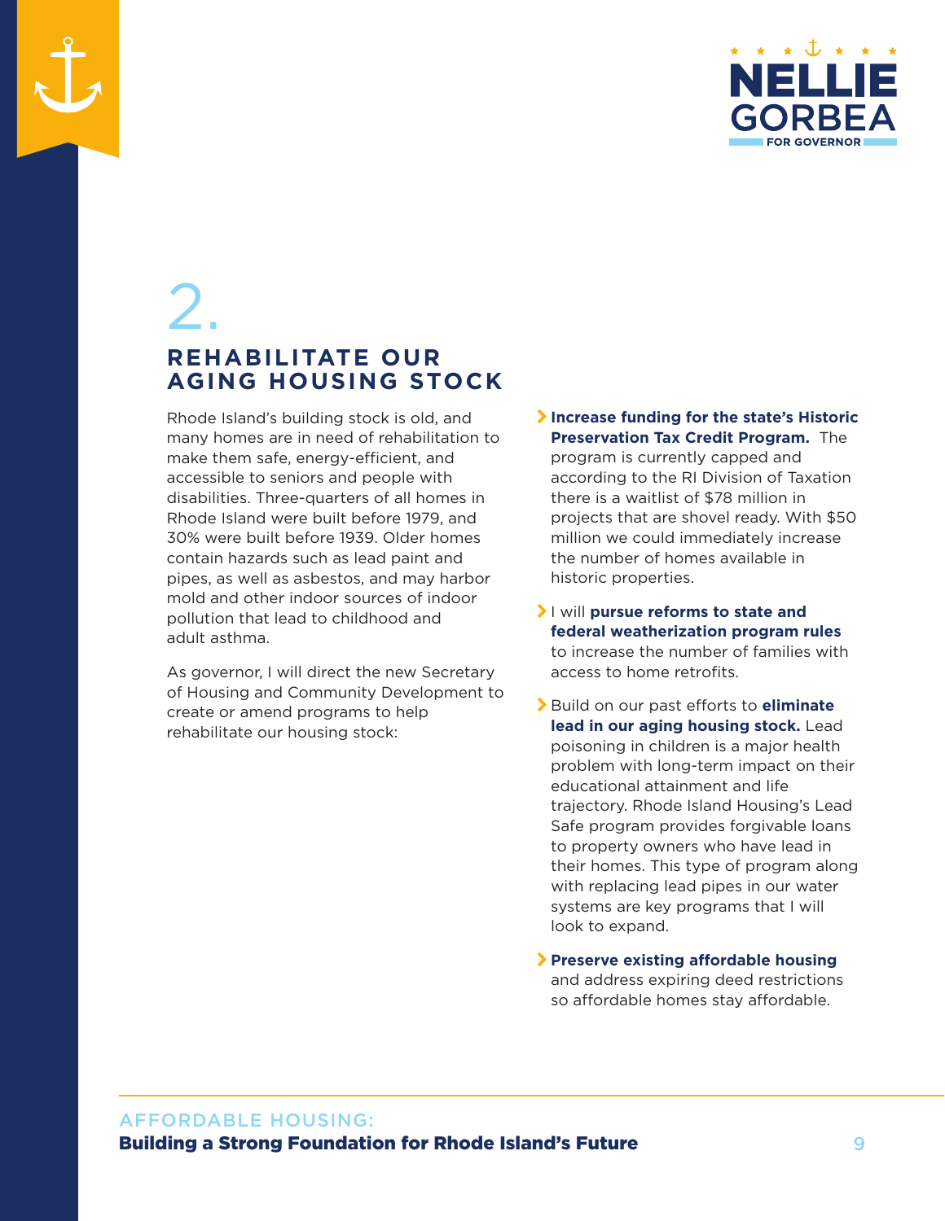## 2. REHABILITATE OUR AGING HOUSING STOCK

Rhode Island's building stock is old, and many homes are in need of rehabilitation to make them safe, energy-efficient, and accessible to seniors and people with disabilities. Three-quarters of all homes in Rhode Island were built before 1979, and 30% were built before 1939. Older homes contain hazards such as lead paint and pipes, as well as asbestos, and may harbor mold and other indoor sources of indoor pollution that lead to childhood and adult asthma.

As governor, I will direct the new Secretary of Housing and Community Development to create or amend programs to help rehabilitate our housing stock:

- **Increase funding for the state's Historic Preservation Tax Credit Program.** The program is currently capped and according to the RI Division of Taxation there is a waitlist of $78 million in projects that are shovel ready. With $50 million we could immediately increase the number of homes available in historic properties.
- I will **pursue reforms to state and federal weatherization program rules** to increase the number of families with access to home retrofits.
- Build on our past efforts to **eliminate lead in our aging housing stock.** Lead poisoning in children is a major health problem with long-term impact on their educational attainment and life trajectory. Rhode Island Housing's Lead Safe program provides forgivable loans to property owners who have lead in their homes. This type of program along with replacing lead pipes in our water systems are key programs that I will look to expand.
- **Preserve existing affordable housing** and address expiring deed restrictions so affordable homes stay affordable.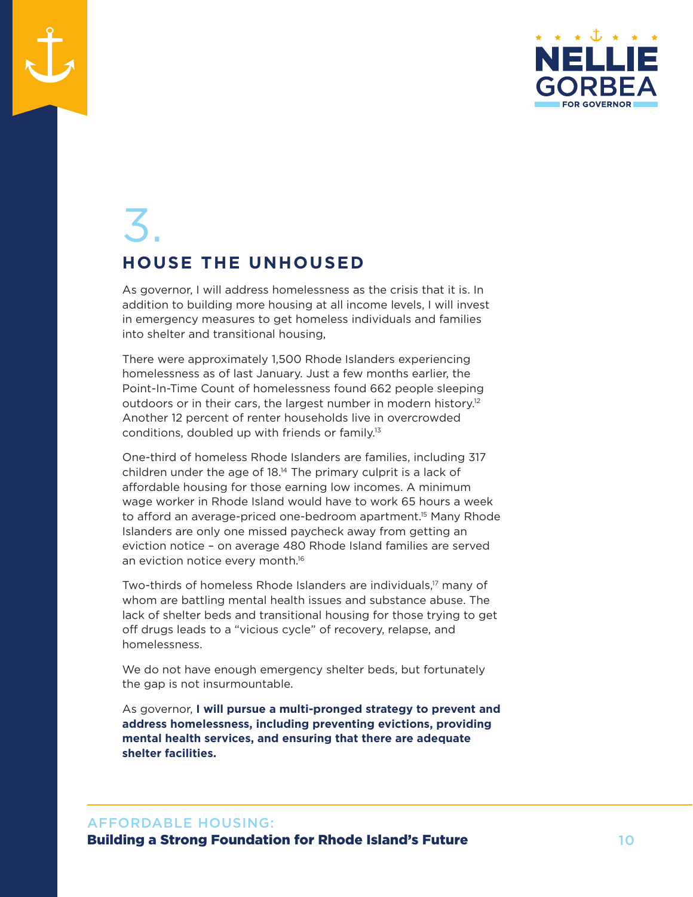# 3.

## HOUSE THE UNHOUSED

As governor, I will address homelessness as the crisis that it is. In addition to building more housing at all income levels, I will invest in emergency measures to get homeless individuals and families into shelter and transitional housing,

There were approximately 1,500 Rhode Islanders experiencing homelessness as of last January. Just a few months earlier, the Point-In-Time Count of homelessness found 662 people sleeping outdoors or in their cars, the largest number in modern history.[12] Another 12 percent of renter households live in overcrowded conditions, doubled up with friends or family.[13]

One-third of homeless Rhode Islanders are families, including 317 children under the age of 18.[14] The primary culprit is a lack of affordable housing for those earning low incomes. A minimum wage worker in Rhode Island would have to work 65 hours a week to afford an average-priced one-bedroom apartment.[15] Many Rhode Islanders are only one missed paycheck away from getting an eviction notice – on average 480 Rhode Island families are served an eviction notice every month.[16]

Two-thirds of homeless Rhode Islanders are individuals,[17] many of whom are battling mental health issues and substance abuse. The lack of shelter beds and transitional housing for those trying to get off drugs leads to a "vicious cycle" of recovery, relapse, and homelessness.

We do not have enough emergency shelter beds, but fortunately the gap is not insurmountable.

As governor, **I will pursue a multi-pronged strategy to prevent and address homelessness, including preventing evictions, providing mental health services, and ensuring that there are adequate shelter facilities.**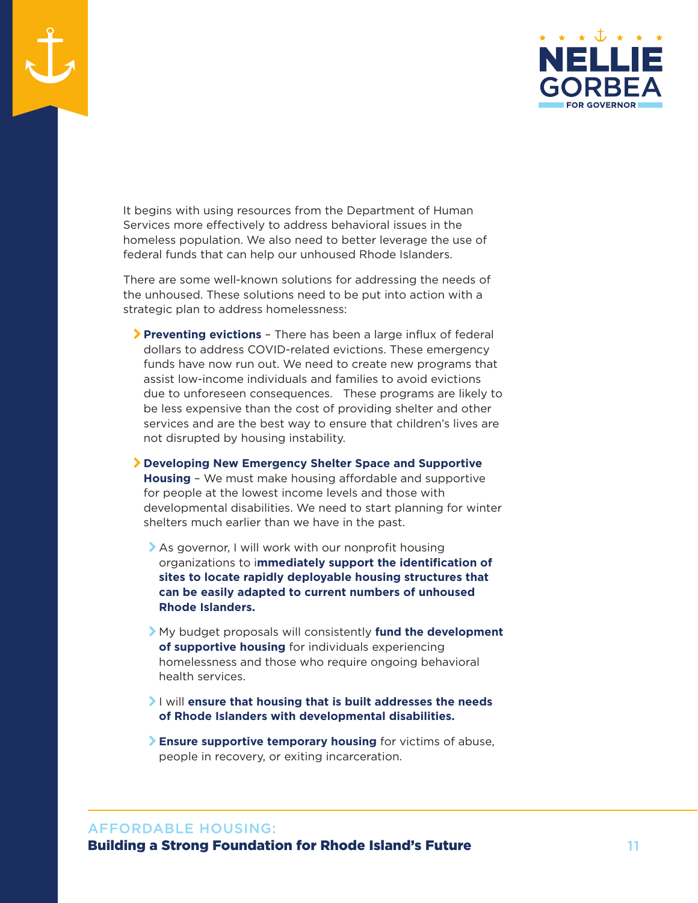It begins with using resources from the Department of Human Services more effectively to address behavioral issues in the homeless population. We also need to better leverage the use of federal funds that can help our unhoused Rhode Islanders.

There are some well-known solutions for addressing the needs of the unhoused. These solutions need to be put into action with a strategic plan to address homelessness:

- **Preventing evictions** – There has been a large influx of federal dollars to address COVID-related evictions. These emergency funds have now run out. We need to create new programs that assist low-income individuals and families to avoid evictions due to unforeseen consequences. These programs are likely to be less expensive than the cost of providing shelter and other services and are the best way to ensure that children's lives are not disrupted by housing instability.
- **Developing New Emergency Shelter Space and Supportive Housing** – We must make housing affordable and supportive for people at the lowest income levels and those with developmental disabilities. We need to start planning for winter shelters much earlier than we have in the past.
  - As governor, I will work with our nonprofit housing organizations to i**mmediately support the identification of sites to locate rapidly deployable housing structures that can be easily adapted to current numbers of unhoused Rhode Islanders.**
  - My budget proposals will consistently **fund the development of supportive housing** for individuals experiencing homelessness and those who require ongoing behavioral health services.
  - I will **ensure that housing that is built addresses the needs of Rhode Islanders with developmental disabilities.**
  - **Ensure supportive temporary housing** for victims of abuse, people in recovery, or exiting incarceration.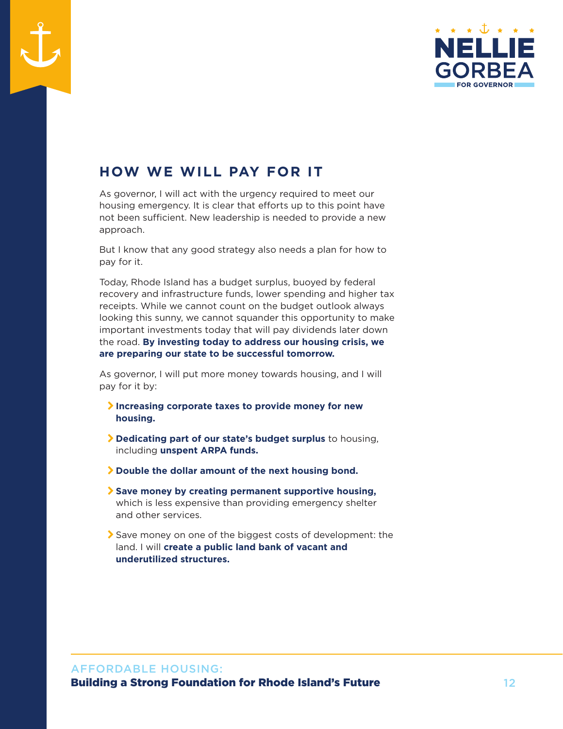## HOW WE WILL PAY FOR IT

As governor, I will act with the urgency required to meet our housing emergency. It is clear that efforts up to this point have not been sufficient. New leadership is needed to provide a new approach.

But I know that any good strategy also needs a plan for how to pay for it.

Today, Rhode Island has a budget surplus, buoyed by federal recovery and infrastructure funds, lower spending and higher tax receipts. While we cannot count on the budget outlook always looking this sunny, we cannot squander this opportunity to make important investments today that will pay dividends later down the road. **By investing today to address our housing crisis, we are preparing our state to be successful tomorrow.**

As governor, I will put more money towards housing, and I will pay for it by:

- **Increasing corporate taxes to provide money for new housing.**
- **Dedicating part of our state's budget surplus** to housing, including **unspent ARPA funds.**
- **Double the dollar amount of the next housing bond.**
- **Save money by creating permanent supportive housing,** which is less expensive than providing emergency shelter and other services.
- Save money on one of the biggest costs of development: the land. I will **create a public land bank of vacant and underutilized structures.**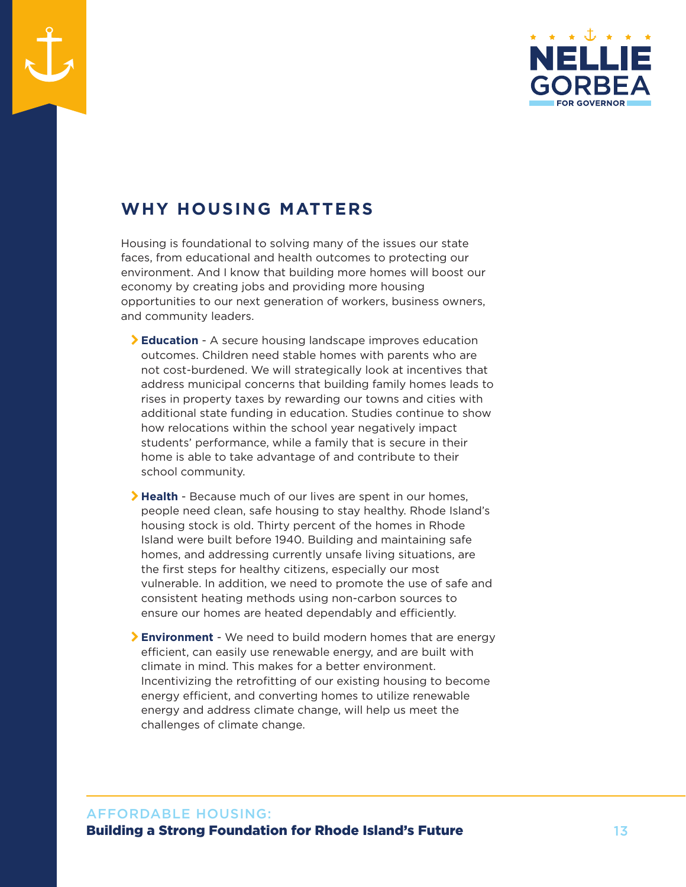## WHY HOUSING MATTERS

Housing is foundational to solving many of the issues our state faces, from educational and health outcomes to protecting our environment. And I know that building more homes will boost our economy by creating jobs and providing more housing opportunities to our next generation of workers, business owners, and community leaders.

- **Education** - A secure housing landscape improves education outcomes. Children need stable homes with parents who are not cost-burdened. We will strategically look at incentives that address municipal concerns that building family homes leads to rises in property taxes by rewarding our towns and cities with additional state funding in education. Studies continue to show how relocations within the school year negatively impact students' performance, while a family that is secure in their home is able to take advantage of and contribute to their school community.
- **Health** - Because much of our lives are spent in our homes, people need clean, safe housing to stay healthy. Rhode Island's housing stock is old. Thirty percent of the homes in Rhode Island were built before 1940. Building and maintaining safe homes, and addressing currently unsafe living situations, are the first steps for healthy citizens, especially our most vulnerable. In addition, we need to promote the use of safe and consistent heating methods using non-carbon sources to ensure our homes are heated dependably and efficiently.
- **Environment** - We need to build modern homes that are energy efficient, can easily use renewable energy, and are built with climate in mind. This makes for a better environment. Incentivizing the retrofitting of our existing housing to become energy efficient, and converting homes to utilize renewable energy and address climate change, will help us meet the challenges of climate change.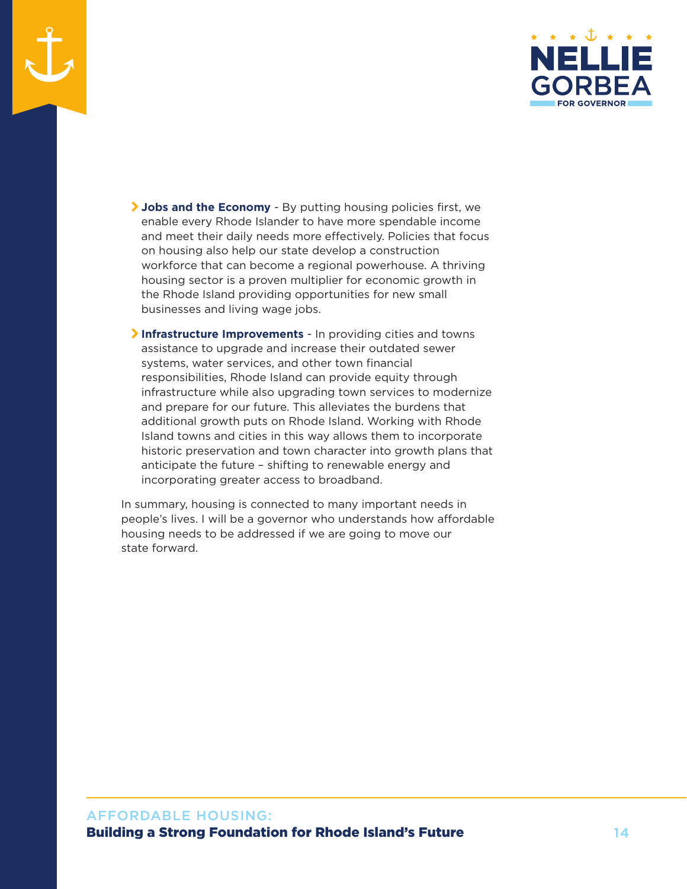- **Jobs and the Economy** - By putting housing policies first, we enable every Rhode Islander to have more spendable income and meet their daily needs more effectively. Policies that focus on housing also help our state develop a construction workforce that can become a regional powerhouse. A thriving housing sector is a proven multiplier for economic growth in the Rhode Island providing opportunities for new small businesses and living wage jobs.

- **Infrastructure Improvements** - In providing cities and towns assistance to upgrade and increase their outdated sewer systems, water services, and other town financial responsibilities, Rhode Island can provide equity through infrastructure while also upgrading town services to modernize and prepare for our future. This alleviates the burdens that additional growth puts on Rhode Island. Working with Rhode Island towns and cities in this way allows them to incorporate historic preservation and town character into growth plans that anticipate the future – shifting to renewable energy and incorporating greater access to broadband.

In summary, housing is connected to many important needs in people's lives. I will be a governor who understands how affordable housing needs to be addressed if we are going to move our state forward.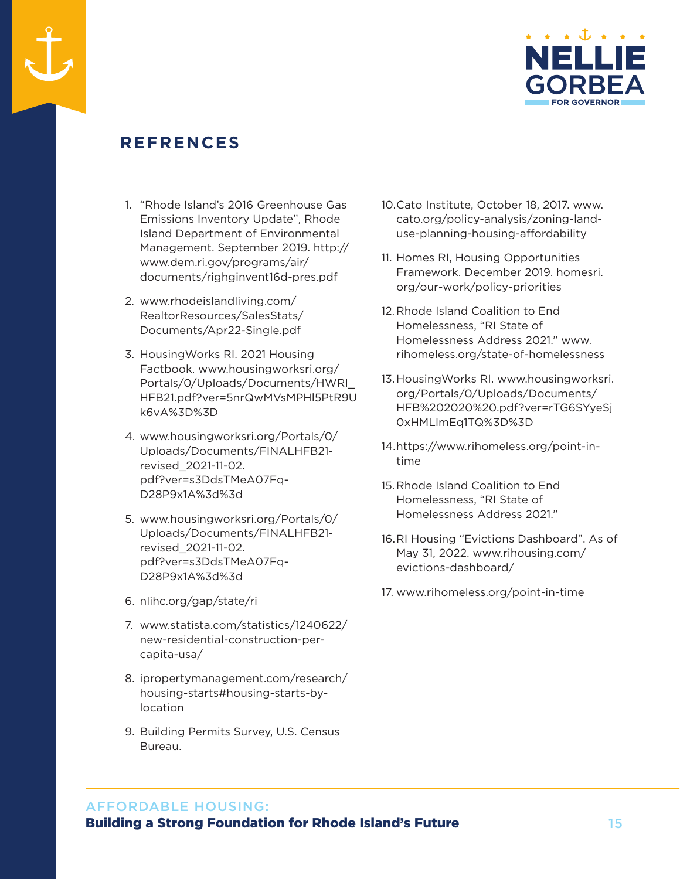## REFRENCES

1. "Rhode Island's 2016 Greenhouse Gas Emissions Inventory Update", Rhode Island Department of Environmental Management. September 2019. http://www.dem.ri.gov/programs/air/documents/righginvent16d-pres.pdf
2. www.rhodeislandliving.com/RealtorResources/SalesStats/Documents/Apr22-Single.pdf
3. HousingWorks RI. 2021 Housing Factbook. www.housingworksri.org/Portals/0/Uploads/Documents/HWRI_HFB21.pdf?ver=5nrQwMVsMPHI5PtR9Uk6vA%3D%3D
4. www.housingworksri.org/Portals/0/Uploads/Documents/FINALHFB21-revised_2021-11-02.pdf?ver=s3DdsTMeA07Fq-D28P9x1A%3d%3d
5. www.housingworksri.org/Portals/0/Uploads/Documents/FINALHFB21-revised_2021-11-02.pdf?ver=s3DdsTMeA07Fq-D28P9x1A%3d%3d
6. nlihc.org/gap/state/ri
7. www.statista.com/statistics/1240622/new-residential-construction-per-capita-usa/
8. ipropertymanagement.com/research/housing-starts#housing-starts-by-location
9. Building Permits Survey, U.S. Census Bureau.
10. Cato Institute, October 18, 2017. www.cato.org/policy-analysis/zoning-land-use-planning-housing-affordability
11. Homes RI, Housing Opportunities Framework. December 2019. homesri.org/our-work/policy-priorities
12. Rhode Island Coalition to End Homelessness, "RI State of Homelessness Address 2021." www.rihomeless.org/state-of-homelessness
13. HousingWorks RI. www.housingworksri.org/Portals/0/Uploads/Documents/HFB%202020%20.pdf?ver=rTG6SYyeSj0xHMLlmEq1TQ%3D%3D
14. https://www.rihomeless.org/point-in-time
15. Rhode Island Coalition to End Homelessness, "RI State of Homelessness Address 2021."
16. RI Housing "Evictions Dashboard". As of May 31, 2022. www.rihousing.com/evictions-dashboard/
17. www.rihomeless.org/point-in-time